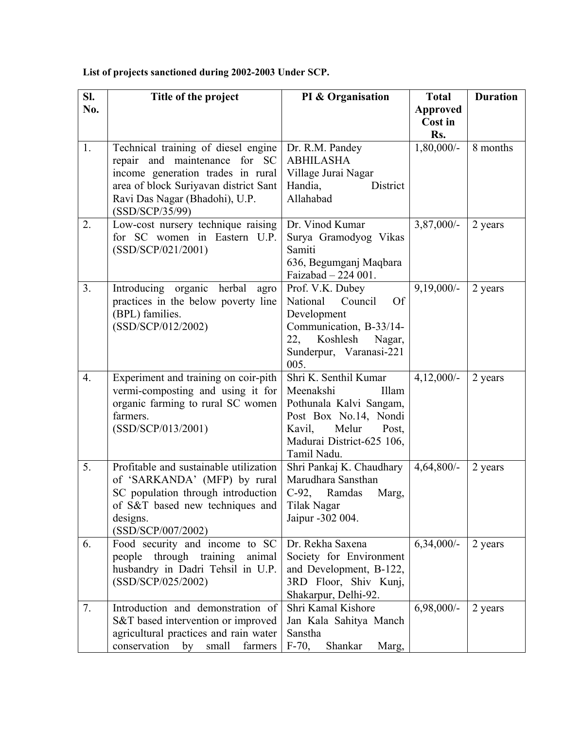**List of projects sanctioned during 2002-2003 Under SCP.**

| Sl. No. | Title of the project | PI & Organisation | Total Approved Cost in Rs. | Duration |
|---|---|---|---|---|
| 1. | Technical training of diesel engine repair and maintenance for SC income generation trades in rural area of block Suriyavan district Sant Ravi Das Nagar (Bhadohi), U.P. (SSD/SCP/35/99) | Dr. R.M. Pandey ABHILASHA Village Jurai Nagar Handia, District Allahabad | 1,80,000/- | 8 months |
| 2. | Low-cost nursery technique raising for SC women in Eastern U.P. (SSD/SCP/021/2001) | Dr. Vinod Kumar Surya Gramodyog Vikas Samiti 636, Begumganj Maqbara Faizabad – 224 001. | 3,87,000/- | 2 years |
| 3. | Introducing organic herbal agro practices in the below poverty line (BPL) families. (SSD/SCP/012/2002) | Prof. V.K. Dubey National Council Of Development Communication, B-33/14-22, Koshlesh Nagar, Sunderpur, Varanasi-221 005. | 9,19,000/- | 2 years |
| 4. | Experiment and training on coir-pith vermi-composting and using it for organic farming to rural SC women farmers. (SSD/SCP/013/2001) | Shri K. Senthil Kumar Meenakshi Illam Pothunala Kalvi Sangam, Post Box No.14, Nondi Kavil, Melur Post, Madurai District-625 106, Tamil Nadu. | 4,12,000/- | 2 years |
| 5. | Profitable and sustainable utilization of 'SARKANDA' (MFP) by rural SC population through introduction of S&T based new techniques and designs. (SSD/SCP/007/2002) | Shri Pankaj K. Chaudhary Marudhara Sansthan C-92, Ramdas Marg, Tilak Nagar Jaipur -302 004. | 4,64,800/- | 2 years |
| 6. | Food security and income to SC people through training animal husbandry in Dadri Tehsil in U.P. (SSD/SCP/025/2002) | Dr. Rekha Saxena Society for Environment and Development, B-122, 3RD Floor, Shiv Kunj, Shakarpur, Delhi-92. | 6,34,000/- | 2 years |
| 7. | Introduction and demonstration of S&T based intervention or improved agricultural practices and rain water conservation by small farmers | Shri Kamal Kishore Jan Kala Sahitya Manch Sanstha F-70, Shankar Marg, | 6,98,000/- | 2 years |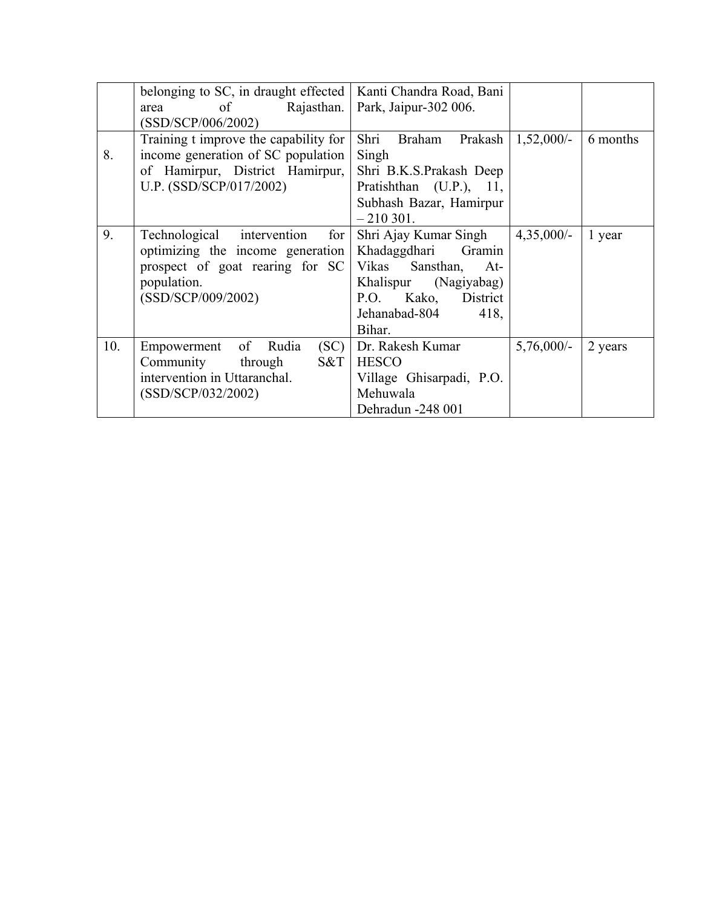| | | | | |
|---|---|---|---|---|
| | belonging to SC, in draught effected area of Rajasthan. (SSD/SCP/006/2002) | Kanti Chandra Road, Bani Park, Jaipur-302 006. | | |
| 8. | Training t improve the capability for income generation of SC population of Hamirpur, District Hamirpur, U.P. (SSD/SCP/017/2002) | Shri Braham Prakash Singh<br>Shri B.K.S.Prakash Deep Pratishthan (U.P.), 11, Subhash Bazar, Hamirpur – 210 301. | 1,52,000/- | 6 months |
| 9. | Technological intervention for optimizing the income generation prospect of goat rearing for SC population.<br>(SSD/SCP/009/2002) | Shri Ajay Kumar Singh<br>Khadaggdhari Gramin Vikas Sansthan, At-Khalispur (Nagiyabag) P.O. Kako, District Jehanabad-804 418, Bihar. | 4,35,000/- | 1 year |
| 10. | Empowerment of Rudia (SC) Community through S&T intervention in Uttaranchal.<br>(SSD/SCP/032/2002) | Dr. Rakesh Kumar<br>HESCO<br>Village Ghisarpadi, P.O. Mehuwala<br>Dehradun -248 001 | 5,76,000/- | 2 years |